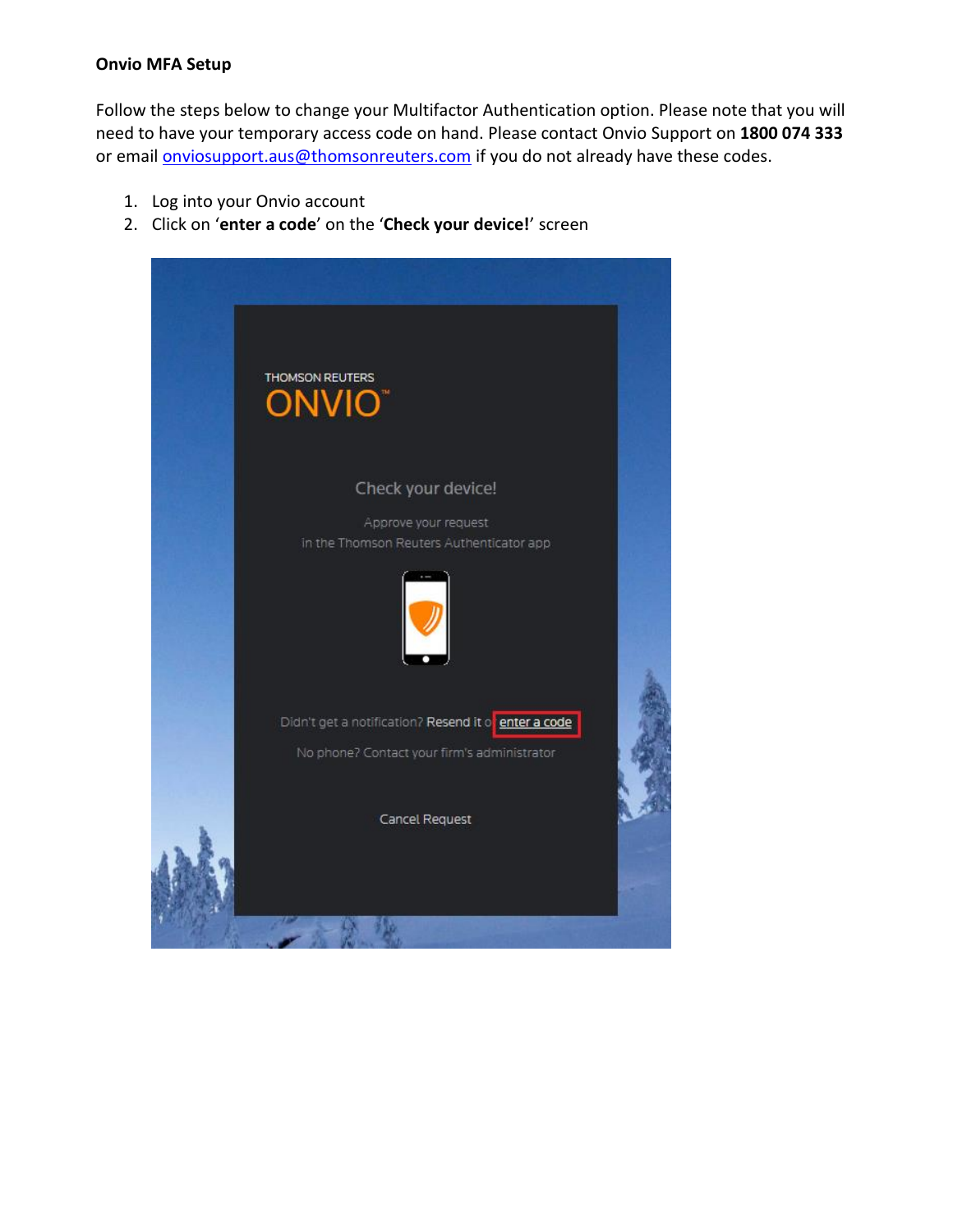**Onvio MFA Setup**

Follow the steps below to change your Multifactor Authentication option. Please note that you will need to have your temporary access code on hand. Please contact Onvio Support on **1800 074 333** or email onviosupport.aus@thomsonreuters.com if you do not already have these codes.

1. Log into your Onvio account
2. Click on '**enter a code**' on the '**Check your device!**' screen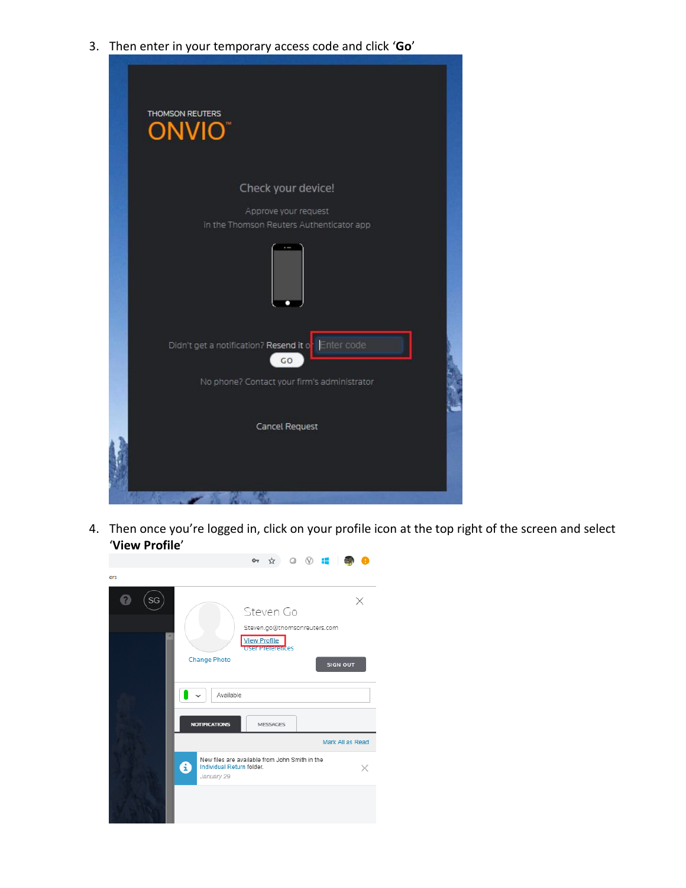3. Then enter in your temporary access code and click '**Go**'

4. Then once you're logged in, click on your profile icon at the top right of the screen and select '**View Profile**'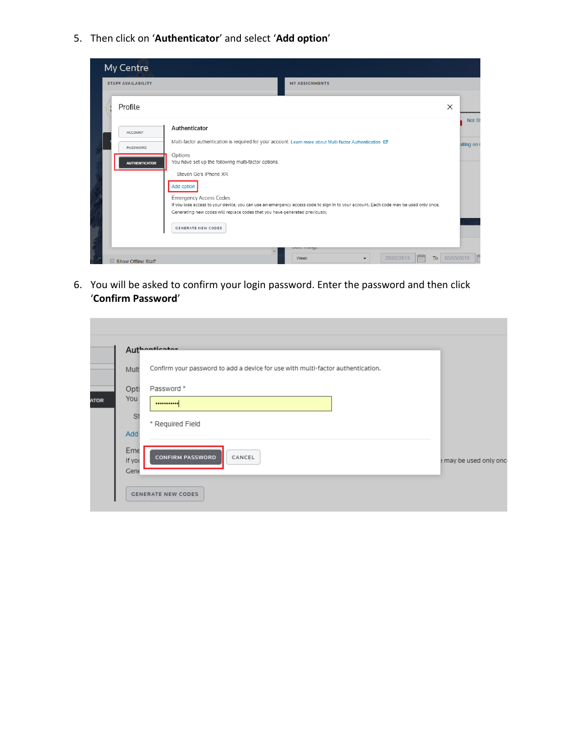5. Then click on '**Authenticator**' and select '**Add option**'

6. You will be asked to confirm your login password. Enter the password and then click '**Confirm Password**'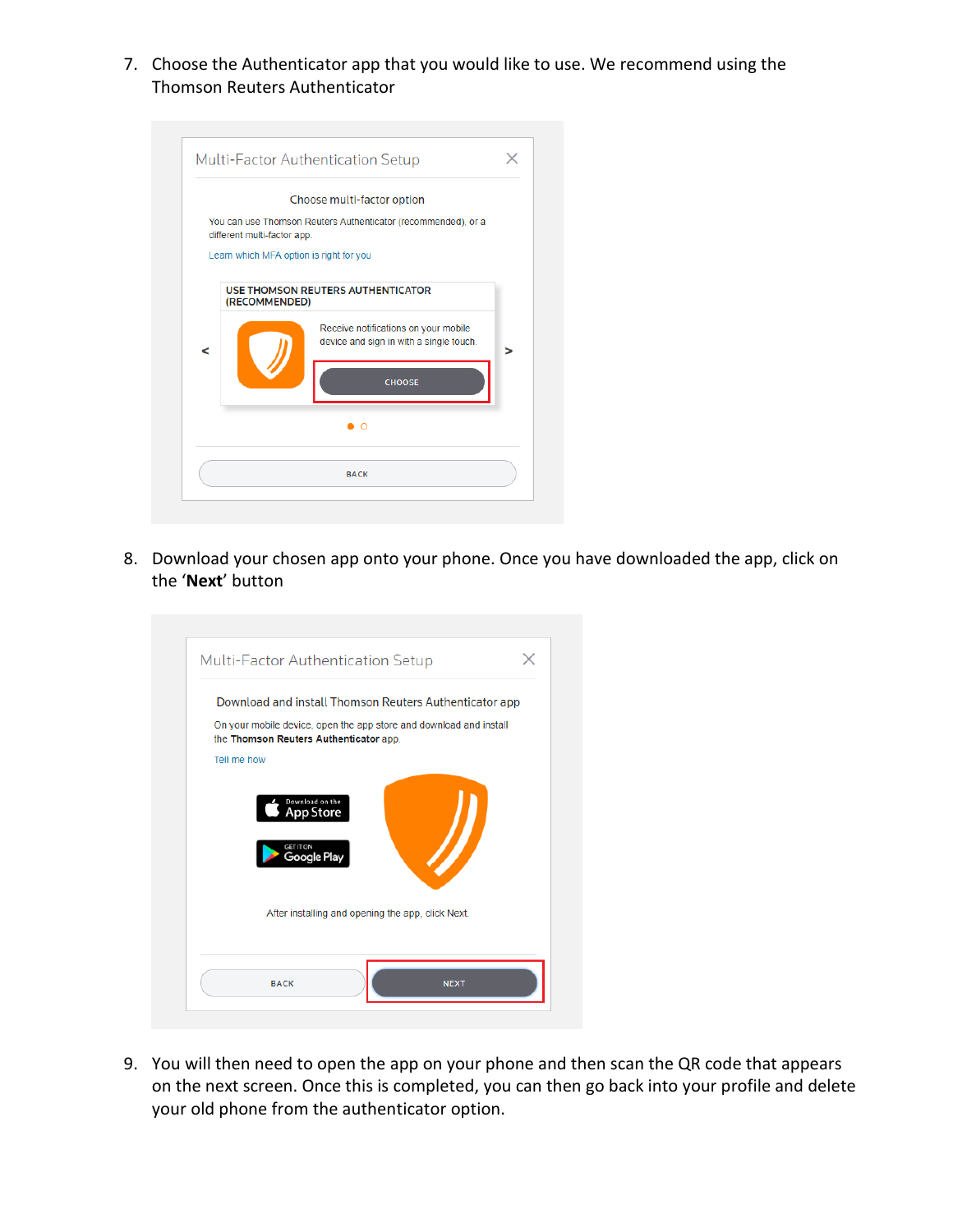7. Choose the Authenticator app that you would like to use. We recommend using the Thomson Reuters Authenticator

Multi-Factor Authentication Setup

Choose multi-factor option

You can use Thomson Reuters Authenticator (recommended), or a different multi-factor app.

Learn which MFA option is right for you

USE THOMSON REUTERS AUTHENTICATOR (RECOMMENDED)

Receive notifications on your mobile device and sign in with a single touch.

CHOOSE

BACK

8. Download your chosen app onto your phone. Once you have downloaded the app, click on the '**Next**' button

Multi-Factor Authentication Setup

Download and install Thomson Reuters Authenticator app

On your mobile device, open the app store and download and install the **Thomson Reuters Authenticator** app.

Tell me how

Download on the App Store

GET IT ON Google Play

After installing and opening the app, click Next.

BACK

NEXT

9. You will then need to open the app on your phone and then scan the QR code that appears on the next screen. Once this is completed, you can then go back into your profile and delete your old phone from the authenticator option.